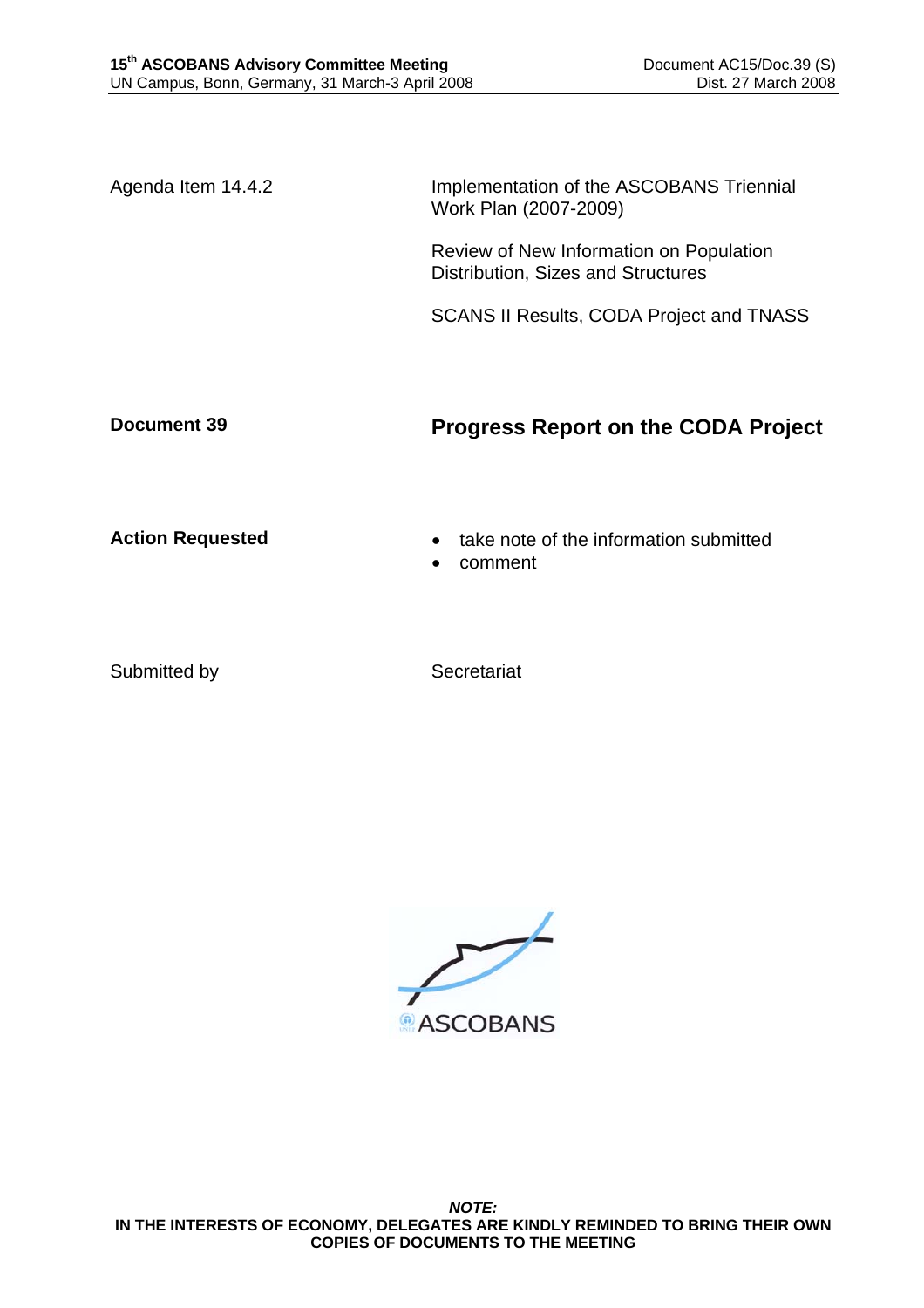**15th ASCOBANS Advisory Committee Meeting**
UN Campus, Bonn, Germany, 31 March-3 April 2008

Document AC15/Doc.39 (S)
Dist. 27 March 2008

Agenda Item 14.4.2

Implementation of the ASCOBANS Triennial Work Plan (2007-2009)

Review of New Information on Population Distribution, Sizes and Structures

SCANS II Results, CODA Project and TNASS

**Document 39**

# Progress Report on the CODA Project

**Action Requested**

- take note of the information submitted
- comment

Submitted by

Secretariat

ASCOBANS

***NOTE:***
**IN THE INTERESTS OF ECONOMY, DELEGATES ARE KINDLY REMINDED TO BRING THEIR OWN COPIES OF DOCUMENTS TO THE MEETING**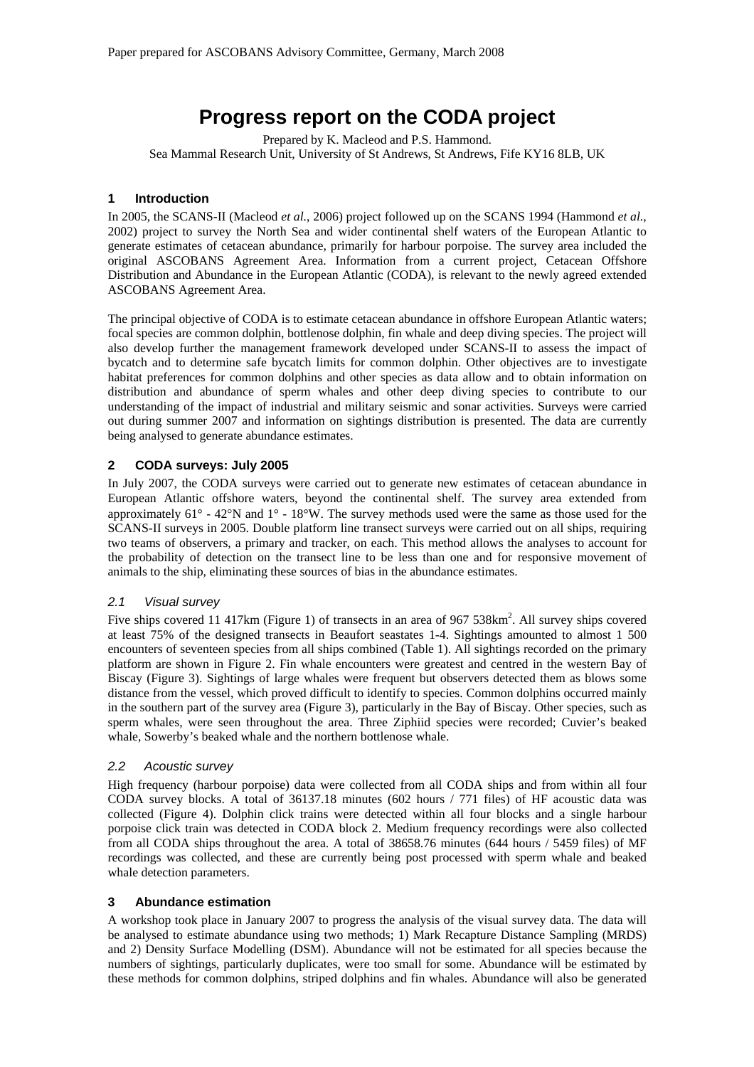# Progress report on the CODA project

Prepared by K. Macleod and P.S. Hammond.
Sea Mammal Research Unit, University of St Andrews, St Andrews, Fife KY16 8LB, UK

## 1 Introduction

In 2005, the SCANS-II (Macleod *et al.*, 2006) project followed up on the SCANS 1994 (Hammond *et al.*, 2002) project to survey the North Sea and wider continental shelf waters of the European Atlantic to generate estimates of cetacean abundance, primarily for harbour porpoise. The survey area included the original ASCOBANS Agreement Area. Information from a current project, Cetacean Offshore Distribution and Abundance in the European Atlantic (CODA), is relevant to the newly agreed extended ASCOBANS Agreement Area.

The principal objective of CODA is to estimate cetacean abundance in offshore European Atlantic waters; focal species are common dolphin, bottlenose dolphin, fin whale and deep diving species. The project will also develop further the management framework developed under SCANS-II to assess the impact of bycatch and to determine safe bycatch limits for common dolphin. Other objectives are to investigate habitat preferences for common dolphins and other species as data allow and to obtain information on distribution and abundance of sperm whales and other deep diving species to contribute to our understanding of the impact of industrial and military seismic and sonar activities. Surveys were carried out during summer 2007 and information on sightings distribution is presented. The data are currently being analysed to generate abundance estimates.

## 2 CODA surveys: July 2005

In July 2007, the CODA surveys were carried out to generate new estimates of cetacean abundance in European Atlantic offshore waters, beyond the continental shelf. The survey area extended from approximately 61° - 42°N and 1° - 18°W. The survey methods used were the same as those used for the SCANS-II surveys in 2005. Double platform line transect surveys were carried out on all ships, requiring two teams of observers, a primary and tracker, on each. This method allows the analyses to account for the probability of detection on the transect line to be less than one and for responsive movement of animals to the ship, eliminating these sources of bias in the abundance estimates.

### *2.1 Visual survey*

Five ships covered 11 417km (Figure 1) of transects in an area of 967 538km$^2$. All survey ships covered at least 75% of the designed transects in Beaufort seastates 1-4. Sightings amounted to almost 1 500 encounters of seventeen species from all ships combined (Table 1). All sightings recorded on the primary platform are shown in Figure 2. Fin whale encounters were greatest and centred in the western Bay of Biscay (Figure 3). Sightings of large whales were frequent but observers detected them as blows some distance from the vessel, which proved difficult to identify to species. Common dolphins occurred mainly in the southern part of the survey area (Figure 3), particularly in the Bay of Biscay. Other species, such as sperm whales, were seen throughout the area. Three Ziphiid species were recorded; Cuvier's beaked whale, Sowerby's beaked whale and the northern bottlenose whale.

### *2.2 Acoustic survey*

High frequency (harbour porpoise) data were collected from all CODA ships and from within all four CODA survey blocks. A total of 36137.18 minutes (602 hours / 771 files) of HF acoustic data was collected (Figure 4). Dolphin click trains were detected within all four blocks and a single harbour porpoise click train was detected in CODA block 2. Medium frequency recordings were also collected from all CODA ships throughout the area. A total of 38658.76 minutes (644 hours / 5459 files) of MF recordings was collected, and these are currently being post processed with sperm whale and beaked whale detection parameters.

## 3 Abundance estimation

A workshop took place in January 2007 to progress the analysis of the visual survey data. The data will be analysed to estimate abundance using two methods; 1) Mark Recapture Distance Sampling (MRDS) and 2) Density Surface Modelling (DSM). Abundance will not be estimated for all species because the numbers of sightings, particularly duplicates, were too small for some. Abundance will be estimated by these methods for common dolphins, striped dolphins and fin whales. Abundance will also be generated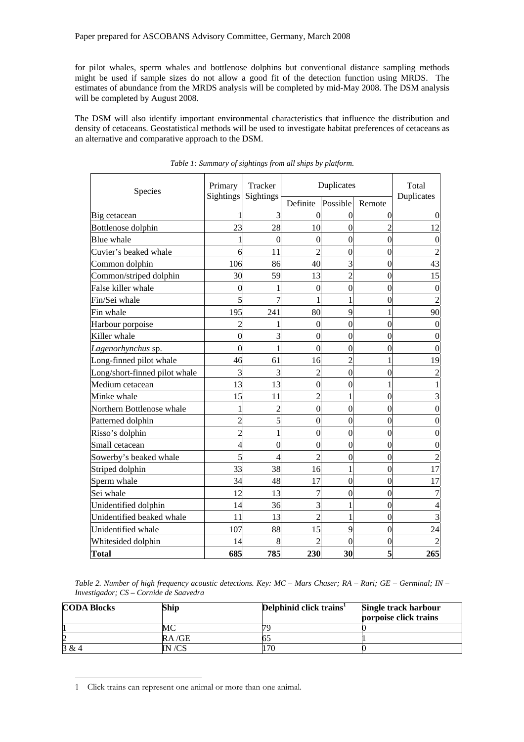for pilot whales, sperm whales and bottlenose dolphins but conventional distance sampling methods might be used if sample sizes do not allow a good fit of the detection function using MRDS. The estimates of abundance from the MRDS analysis will be completed by mid-May 2008. The DSM analysis will be completed by August 2008.

The DSM will also identify important environmental characteristics that influence the distribution and density of cetaceans. Geostatistical methods will be used to investigate habitat preferences of cetaceans as an alternative and comparative approach to the DSM.

*Table 1: Summary of sightings from all ships by platform.*

| Species | Primary Sightings | Tracker Sightings | Duplicates | | | Total Duplicates |
|---|---|---|---|---|---|---|
| | | | Definite | Possible | Remote | |
| Big cetacean | 1 | 3 | 0 | 0 | 0 | 0 |
| Bottlenose dolphin | 23 | 28 | 10 | 0 | 2 | 12 |
| Blue whale | 1 | 0 | 0 | 0 | 0 | 0 |
| Cuvier's beaked whale | 6 | 11 | 2 | 0 | 0 | 2 |
| Common dolphin | 106 | 86 | 40 | 3 | 0 | 43 |
| Common/striped dolphin | 30 | 59 | 13 | 2 | 0 | 15 |
| False killer whale | 0 | 1 | 0 | 0 | 0 | 0 |
| Fin/Sei whale | 5 | 7 | 1 | 1 | 0 | 2 |
| Fin whale | 195 | 241 | 80 | 9 | 1 | 90 |
| Harbour porpoise | 2 | 1 | 0 | 0 | 0 | 0 |
| Killer whale | 0 | 3 | 0 | 0 | 0 | 0 |
| *Lagenorhynchus* sp. | 0 | 1 | 0 | 0 | 0 | 0 |
| Long-finned pilot whale | 46 | 61 | 16 | 2 | 1 | 19 |
| Long/short-finned pilot whale | 3 | 3 | 2 | 0 | 0 | 2 |
| Medium cetacean | 13 | 13 | 0 | 0 | 1 | 1 |
| Minke whale | 15 | 11 | 2 | 1 | 0 | 3 |
| Northern Bottlenose whale | 1 | 2 | 0 | 0 | 0 | 0 |
| Patterned dolphin | 2 | 5 | 0 | 0 | 0 | 0 |
| Risso's dolphin | 2 | 1 | 0 | 0 | 0 | 0 |
| Small cetacean | 4 | 0 | 0 | 0 | 0 | 0 |
| Sowerby's beaked whale | 5 | 4 | 2 | 0 | 0 | 2 |
| Striped dolphin | 33 | 38 | 16 | 1 | 0 | 17 |
| Sperm whale | 34 | 48 | 17 | 0 | 0 | 17 |
| Sei whale | 12 | 13 | 7 | 0 | 0 | 7 |
| Unidentified dolphin | 14 | 36 | 3 | 1 | 0 | 4 |
| Unidentified beaked whale | 11 | 13 | 2 | 1 | 0 | 3 |
| Unidentified whale | 107 | 88 | 15 | 9 | 0 | 24 |
| Whitesided dolphin | 14 | 8 | 2 | 0 | 0 | 2 |
| **Total** | **685** | **785** | **230** | **30** | **5** | **265** |

*Table 2. Number of high frequency acoustic detections. Key: MC – Mars Chaser; RA – Rari; GE – Germinal; IN – Investigador; CS – Cornide de Saavedra*

| **CODA Blocks** | **Ship** | **Delphinid click trains[1]** | **Single track harbour porpoise click trains** |
|---|---|---|---|
| 1 | MC | 79 | 0 |
| 2 | RA /GE | 65 | 1 |
| 3 & 4 | IN /CS | 170 | 0 |

1 Click trains can represent one animal or more than one animal.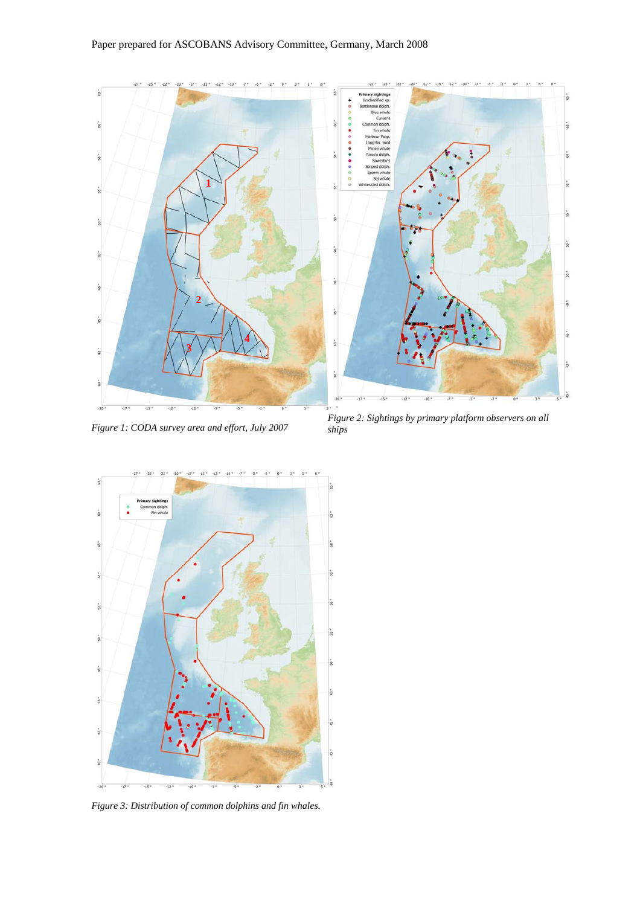*Figure 1: CODA survey area and effort, July 2007*

*Figure 2: Sightings by primary platform observers on all ships*

*Figure 3: Distribution of common dolphins and fin whales.*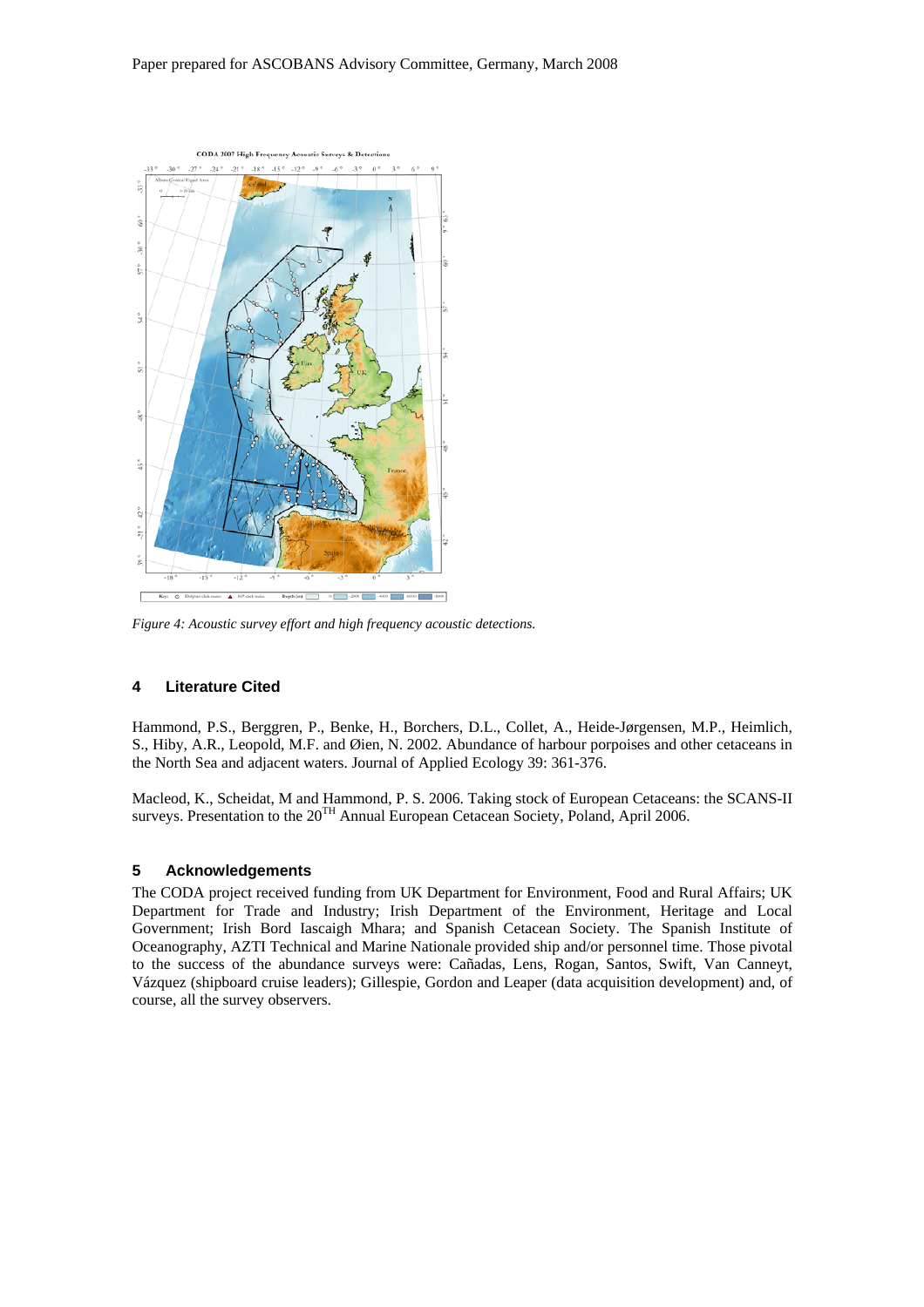CODA 2007 High Frequency Acoustic Surveys & Detections

*Figure 4: Acoustic survey effort and high frequency acoustic detections.*

## 4 Literature Cited

Hammond, P.S., Berggren, P., Benke, H., Borchers, D.L., Collet, A., Heide-Jørgensen, M.P., Heimlich, S., Hiby, A.R., Leopold, M.F. and Øien, N. 2002. Abundance of harbour porpoises and other cetaceans in the North Sea and adjacent waters. Journal of Applied Ecology 39: 361-376.

Macleod, K., Scheidat, M and Hammond, P. S. 2006. Taking stock of European Cetaceans: the SCANS-II surveys. Presentation to the 20[TH] Annual European Cetacean Society, Poland, April 2006.

## 5 Acknowledgements

The CODA project received funding from UK Department for Environment, Food and Rural Affairs; UK Department for Trade and Industry; Irish Department of the Environment, Heritage and Local Government; Irish Bord Iascaigh Mhara; and Spanish Cetacean Society. The Spanish Institute of Oceanography, AZTI Technical and Marine Nationale provided ship and/or personnel time. Those pivotal to the success of the abundance surveys were: Cañadas, Lens, Rogan, Santos, Swift, Van Canneyt, Vázquez (shipboard cruise leaders); Gillespie, Gordon and Leaper (data acquisition development) and, of course, all the survey observers.